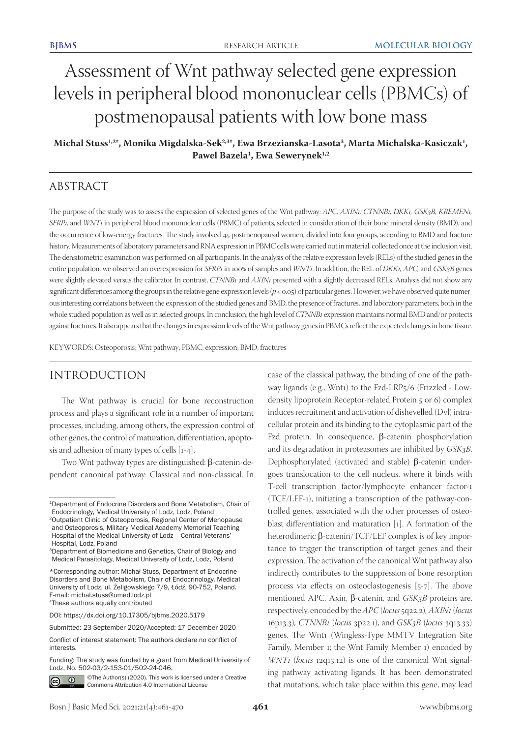# Assessment of Wnt pathway selected gene expression levels in peripheral blood mononuclear cells (PBMCs) of postmenopausal patients with low bone mass

**Michal Stuss[1,2#], Monika Migdalska-Sek[2,3#], Ewa Brzezianska-Lasota[3], Marta Michalska-Kasiczak[1], Pawel Bazela[1], Ewa Sewerynek[1,2]**

## ABSTRACT

The purpose of the study was to assess the expression of selected genes of the Wnt pathway: *APC, AXIN1, CTNNB1, DKK1, GSK3B, KREMEN1, SFRP1,* and *WNT1* in peripheral blood mononuclear cells (PBMC) of patients, selected in consideration of their bone mineral density (BMD), and the occurrence of low-energy fractures. The study involved 45 postmenopausal women, divided into four groups, according to BMD and fracture history. Measurements of laboratory parameters and RNA expression in PBMC cells were carried out in material, collected once at the inclusion visit. The densitometric examination was performed on all participants. In the analysis of the relative expression levels (RELs) of the studied genes in the entire population, we observed an overexpression for *SFRP1* in 100% of samples and *WNT1*. In addition, the REL of *DKK1, APC,* and *GSK3B* genes were slightly elevated versus the calibrator. In contrast, *CTNNB1* and *AXIN1* presented with a slightly decreased RELs. Analysis did not show any significant differences among the groups in the relative gene expression levels ($p < 0.05$) of particular genes. However, we have observed quite numerous interesting correlations between the expression of the studied genes and BMD, the presence of fractures, and laboratory parameters, both in the whole studied population as well as in selected groups. In conclusion, the high level of *CTNNB1* expression maintains normal BMD and/or protects against fractures. It also appears that the changes in expression levels of the Wnt pathway genes in PBMCs reflect the expected changes in bone tissue.

KEYWORDS: Osteoporosis; Wnt pathway; PBMC; expression; BMD; fractures

## INTRODUCTION

The Wnt pathway is crucial for bone reconstruction process and plays a significant role in a number of important processes, including, among others, the expression control of other genes, the control of maturation, differentiation, apoptosis and adhesion of many types of cells [1-4].

Two Wnt pathway types are distinguished: β-catenin-dependent canonical pathway: Classical and non-classical. In case of the classical pathway, the binding of one of the pathway ligands (e.g., Wnt1) to the Fzd-LRP5/6 (Frizzled - Low-density lipoprotein Receptor-related Protein 5 or 6) complex induces recruitment and activation of dishevelled (Dvl) intracellular protein and its binding to the cytoplasmic part of the Fzd protein. In consequence, β-catenin phosphorylation and its degradation in proteasomes are inhibited by *GSK3B*. Dephosphorylated (activated and stable) β-catenin undergoes translocation to the cell nucleus, where it binds with T-cell transcription factor/lymphocyte enhancer factor-1 (TCF/LEF-1), initiating a transcription of the pathway-controlled genes, associated with the other processes of osteoblast differentiation and maturation [1]. A formation of the heterodimeric β-catenin/TCF/LEF complex is of key importance to trigger the transcription of target genes and their expression. The activation of the canonical Wnt pathway also indirectly contributes to the suppression of bone resorption process via effects on osteoclastogenesis [5-7]. The above mentioned APC, Axin, β-catenin, and *GSK3B* proteins are, respectively, encoded by the *APC* (*locus* 5q22.2), *AXIN1* (*locus* 16p13.3), *CTNNB1* (*locus* 3p22.1), and *GSK3B* (*locus* 3q13.33) genes. The Wnt1 (Wingless-Type MMTV Integration Site Family, Member 1; the Wnt Family Member 1) encoded by *WNT1* (*locus* 12q13.12) is one of the canonical Wnt signaling pathway activating ligands. It has been demonstrated that mutations, which take place within this gene, may lead

---

[1]Department of Endocrine Disorders and Bone Metabolism, Chair of Endocrinology, Medical University of Lodz, Lodz, Poland
[2]Outpatient Clinic of Osteoporosis, Regional Center of Menopause and Osteoporosis, Military Medical Academy Memorial Teaching Hospital of the Medical University of Lodz – Central Veterans' Hospital, Lodz, Poland
[3]Department of Biomedicine and Genetics, Chair of Biology and Medical Parasitology, Medical University of Lodz, Lodz, Poland

*Corresponding author: Michał Stuss, Department of Endocrine Disorders and Bone Metabolism, Chair of Endocrinology, Medical University of Lodz, ul. Żeligowskiego 7/9, Łódź, 90-752, Poland. E-mail: michal.stuss@umed.lodz.pl
#These authors equally contributed

DOI: https://dx.doi.org/10.17305/bjbms.2020.5179

Submitted: 23 September 2020/Accepted: 17 December 2020

Conflict of interest statement: The authors declare no conflict of interests.

Funding: The study was funded by a grant from Medical University of Lodz, No. 502-03/2-153-01/502-24-046.

©The Author(s) (2020). This work is licensed under a Creative Commons Attribution 4.0 International License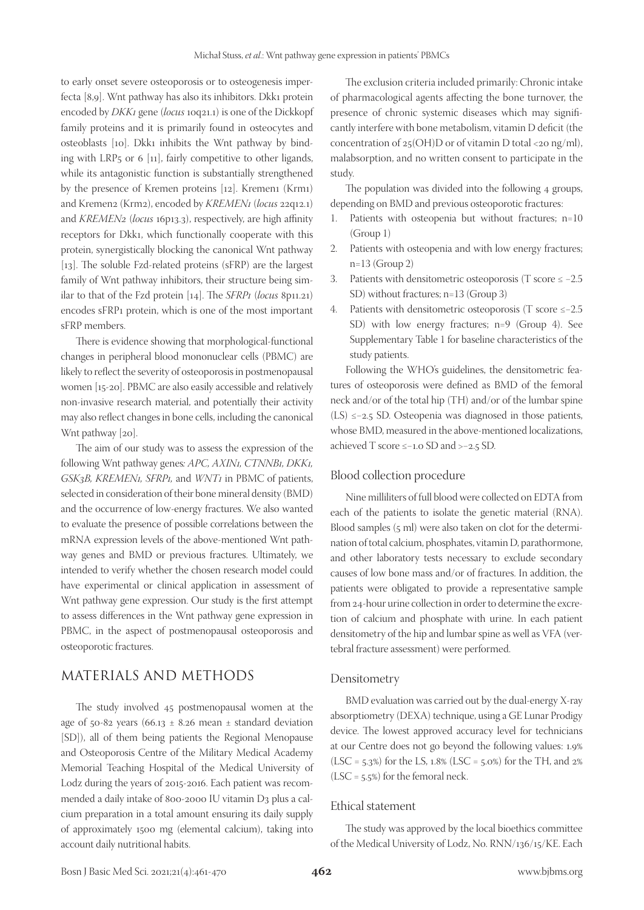to early onset severe osteoporosis or to osteogenesis imperfecta [8,9]. Wnt pathway has also its inhibitors. Dkk1 protein encoded by *DKK1* gene (*locus* 10q21.1) is one of the Dickkopf family proteins and it is primarily found in osteocytes and osteoblasts [10]. Dkk1 inhibits the Wnt pathway by binding with LRP5 or 6 [11], fairly competitive to other ligands, while its antagonistic function is substantially strengthened by the presence of Kremen proteins [12]. Kremen1 (Krm1) and Kremen2 (Krm2), encoded by *KREMEN1* (*locus* 22q12.1) and *KREMEN2* (*locus* 16p13.3), respectively, are high affinity receptors for Dkk1, which functionally cooperate with this protein, synergistically blocking the canonical Wnt pathway [13]. The soluble Fzd-related proteins (sFRP) are the largest family of Wnt pathway inhibitors, their structure being similar to that of the Fzd protein [14]. The *SFRP1* (*locus* 8p11.21) encodes sFRP1 protein, which is one of the most important sFRP members.

There is evidence showing that morphological-functional changes in peripheral blood mononuclear cells (PBMC) are likely to reflect the severity of osteoporosis in postmenopausal women [15-20]. PBMC are also easily accessible and relatively non-invasive research material, and potentially their activity may also reflect changes in bone cells, including the canonical Wnt pathway [20].

The aim of our study was to assess the expression of the following Wnt pathway genes*: APC, AXIN1, CTNNB1, DKK1, GSK3B, KREMEN1, SFRP1,* and *WNT1* in PBMC of patients, selected in consideration of their bone mineral density (BMD) and the occurrence of low-energy fractures. We also wanted to evaluate the presence of possible correlations between the mRNA expression levels of the above-mentioned Wnt pathway genes and BMD or previous fractures. Ultimately, we intended to verify whether the chosen research model could have experimental or clinical application in assessment of Wnt pathway gene expression. Our study is the first attempt to assess differences in the Wnt pathway gene expression in PBMC, in the aspect of postmenopausal osteoporosis and osteoporotic fractures.

## MATERIALS AND METHODS

The study involved 45 postmenopausal women at the age of 50-82 years (66.13 ± 8.26 mean ± standard deviation [SD]), all of them being patients the Regional Menopause and Osteoporosis Centre of the Military Medical Academy Memorial Teaching Hospital of the Medical University of Lodz during the years of 2015-2016. Each patient was recommended a daily intake of 800-2000 IU vitamin D3 plus a calcium preparation in a total amount ensuring its daily supply of approximately 1500 mg (elemental calcium), taking into account daily nutritional habits.

The exclusion criteria included primarily: Chronic intake of pharmacological agents affecting the bone turnover, the presence of chronic systemic diseases which may significantly interfere with bone metabolism, vitamin D deficit (the concentration of 25(OH)D or of vitamin D total <20 ng/ml), malabsorption, and no written consent to participate in the study.

The population was divided into the following 4 groups, depending on BMD and previous osteoporotic fractures:

1. Patients with osteopenia but without fractures; n=10 (Group 1)
2. Patients with osteopenia and with low energy fractures; n=13 (Group 2)
3. Patients with densitometric osteoporosis (T score ≤ –2.5 SD) without fractures; n=13 (Group 3)
4. Patients with densitometric osteoporosis (T score ≤–2.5 SD) with low energy fractures; n=9 (Group 4). See Supplementary Table 1 for baseline characteristics of the study patients.

Following the WHO's guidelines, the densitometric features of osteoporosis were defined as BMD of the femoral neck and/or of the total hip (TH) and/or of the lumbar spine (LS) ≤–2.5 SD. Osteopenia was diagnosed in those patients, whose BMD, measured in the above-mentioned localizations, achieved T score ≤–1.0 SD and >–2.5 SD.

### Blood collection procedure

Nine milliliters of full blood were collected on EDTA from each of the patients to isolate the genetic material (RNA). Blood samples (5 ml) were also taken on clot for the determination of total calcium, phosphates, vitamin D, parathormone, and other laboratory tests necessary to exclude secondary causes of low bone mass and/or of fractures. In addition, the patients were obligated to provide a representative sample from 24-hour urine collection in order to determine the excretion of calcium and phosphate with urine. In each patient densitometry of the hip and lumbar spine as well as VFA (vertebral fracture assessment) were performed.

### Densitometry

BMD evaluation was carried out by the dual-energy X-ray absorptiometry (DEXA) technique, using a GE Lunar Prodigy device. The lowest approved accuracy level for technicians at our Centre does not go beyond the following values: 1.9% (LSC = 5.3%) for the LS, 1.8% (LSC = 5.0%) for the TH, and 2% (LSC = 5.5%) for the femoral neck.

### Ethical statement

The study was approved by the local bioethics committee of the Medical University of Lodz, No. RNN/136/15/KE. Each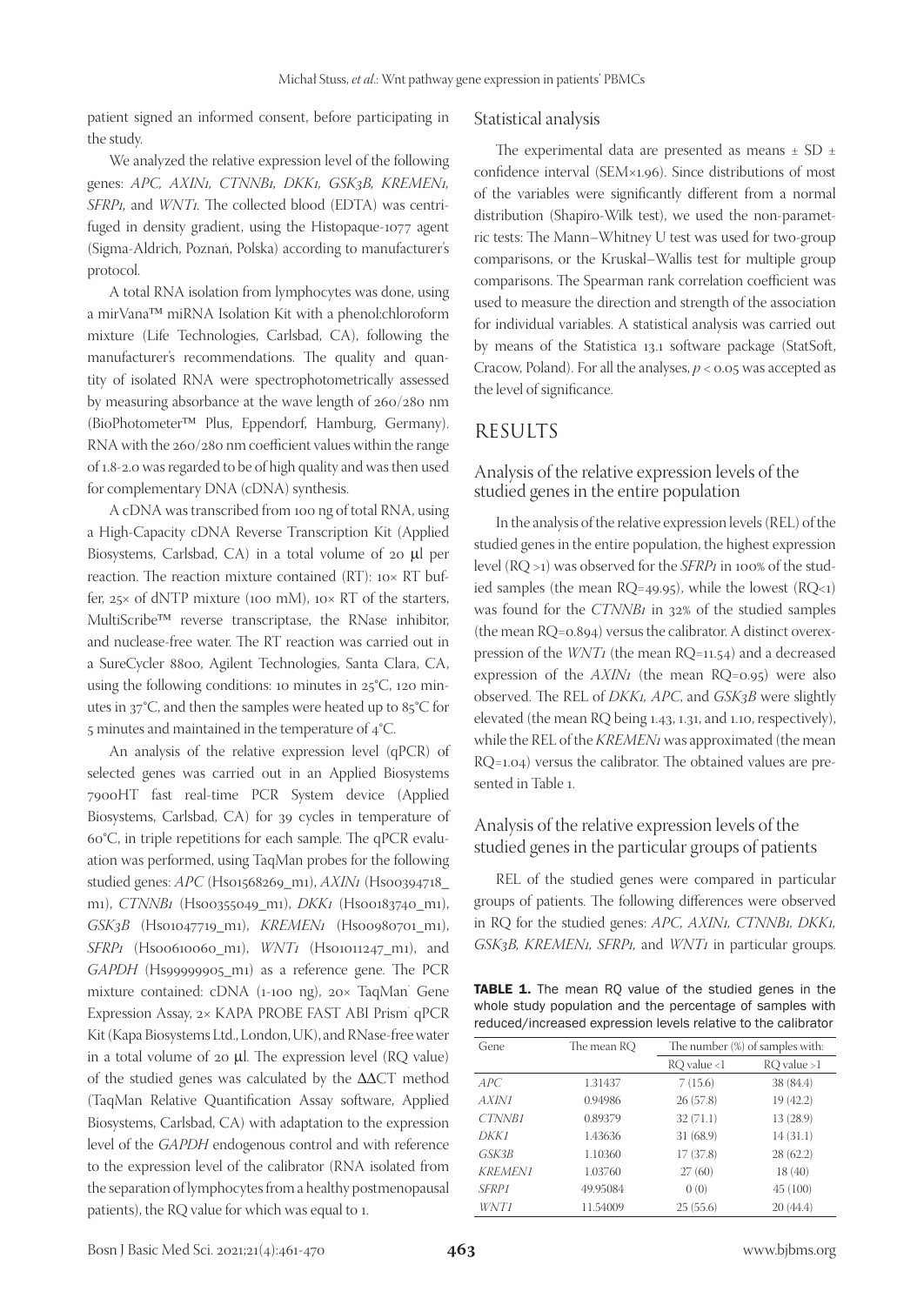patient signed an informed consent, before participating in the study.

We analyzed the relative expression level of the following genes: *APC, AXIN1, CTNNB1, DKK1, GSK3B, KREMEN1, SFRP1,* and *WNT1.* The collected blood (EDTA) was centrifuged in density gradient, using the Histopaque-1077 agent (Sigma-Aldrich, Poznań, Polska) according to manufacturer's protocol.

A total RNA isolation from lymphocytes was done, using a mirVana™ miRNA Isolation Kit with a phenol:chloroform mixture (Life Technologies, Carlsbad, CA), following the manufacturer's recommendations. The quality and quantity of isolated RNA were spectrophotometrically assessed by measuring absorbance at the wave length of 260/280 nm (BioPhotometer™ Plus, Eppendorf, Hamburg, Germany). RNA with the 260/280 nm coefficient values within the range of 1.8-2.0 was regarded to be of high quality and was then used for complementary DNA (cDNA) synthesis.

A cDNA was transcribed from 100 ng of total RNA, using a High-Capacity cDNA Reverse Transcription Kit (Applied Biosystems, Carlsbad, CA) in a total volume of 20 μl per reaction. The reaction mixture contained (RT): 10× RT buffer, 25× of dNTP mixture (100 mM), 10× RT of the starters, MultiScribe™ reverse transcriptase, the RNase inhibitor, and nuclease-free water. The RT reaction was carried out in a SureCycler 8800, Agilent Technologies, Santa Clara, CA, using the following conditions: 10 minutes in 25°C, 120 minutes in 37°C, and then the samples were heated up to 85°C for 5 minutes and maintained in the temperature of 4°C.

An analysis of the relative expression level (qPCR) of selected genes was carried out in an Applied Biosystems 7900HT fast real-time PCR System device (Applied Biosystems, Carlsbad, CA) for 39 cycles in temperature of 60°C, in triple repetitions for each sample. The qPCR evaluation was performed, using TaqMan probes for the following studied genes: *APC* (Hs01568269_m1), *AXIN1* (Hs00394718_m1), *CTNNB1* (Hs00355049_m1), *DKK1* (Hs00183740_m1), *GSK3B* (Hs01047719_m1), *KREMEN1* (Hs00980701_m1), *SFRP1* (Hs00610060_m1), *WNT1* (Hs01011247_m1), and *GAPDH* (Hs99999905_m1) as a reference gene. The PCR mixture contained: cDNA (1-100 ng), 20× TaqMan Gene Expression Assay, 2× KAPA PROBE FAST ABI Prism qPCR Kit (Kapa Biosystems Ltd., London, UK), and RNase-free water in a total volume of 20 μl. The expression level (RQ value) of the studied genes was calculated by the ΔΔCT method (TaqMan Relative Quantification Assay software, Applied Biosystems, Carlsbad, CA) with adaptation to the expression level of the *GAPDH* endogenous control and with reference to the expression level of the calibrator (RNA isolated from the separation of lymphocytes from a healthy postmenopausal patients), the RQ value for which was equal to 1.

### Statistical analysis

The experimental data are presented as means ± SD ± confidence interval (SEM×1.96). Since distributions of most of the variables were significantly different from a normal distribution (Shapiro-Wilk test), we used the non-parametric tests: The Mann–Whitney U test was used for two-group comparisons, or the Kruskal–Wallis test for multiple group comparisons. The Spearman rank correlation coefficient was used to measure the direction and strength of the association for individual variables. A statistical analysis was carried out by means of the Statistica 13.1 software package (StatSoft, Cracow, Poland). For all the analyses, $p < 0.05$ was accepted as the level of significance.

## RESULTS

### Analysis of the relative expression levels of the studied genes in the entire population

In the analysis of the relative expression levels (REL) of the studied genes in the entire population, the highest expression level (RQ >1) was observed for the *SFRP1* in 100% of the studied samples (the mean RQ=49.95), while the lowest (RQ<1) was found for the *CTNNB1* in 32% of the studied samples (the mean RQ=0.894) versus the calibrator. A distinct overexpression of the *WNT1* (the mean RQ=11.54) and a decreased expression of the *AXIN1* (the mean RQ=0.95) were also observed. The REL of *DKK1, APC,* and *GSK3B* were slightly elevated (the mean RQ being 1.43, 1.31, and 1.10, respectively), while the REL of the *KREMEN1* was approximated (the mean RQ=1.04) versus the calibrator. The obtained values are presented in Table 1.

### Analysis of the relative expression levels of the studied genes in the particular groups of patients

REL of the studied genes were compared in particular groups of patients. The following differences were observed in RQ for the studied genes: *APC, AXIN1, CTNNB1, DKK1, GSK3B, KREMEN1, SFRP1,* and *WNT1* in particular groups.

**TABLE 1.** The mean RQ value of the studied genes in the whole study population and the percentage of samples with reduced/increased expression levels relative to the calibrator

| Gene | The mean RQ | The number (%) of samples with: | |
|---|---|---|---|
| | | RQ value <1 | RQ value >1 |
| *APC* | 1.31437 | 7 (15.6) | 38 (84.4) |
| *AXIN1* | 0.94986 | 26 (57.8) | 19 (42.2) |
| *CTNNB1* | 0.89379 | 32 (71.1) | 13 (28.9) |
| *DKK1* | 1.43636 | 31 (68.9) | 14 (31.1) |
| *GSK3B* | 1.10360 | 17 (37.8) | 28 (62.2) |
| *KREMEN1* | 1.03760 | 27 (60) | 18 (40) |
| *SFRP1* | 49.95084 | 0 (0) | 45 (100) |
| *WNT1* | 11.54009 | 25 (55.6) | 20 (44.4) |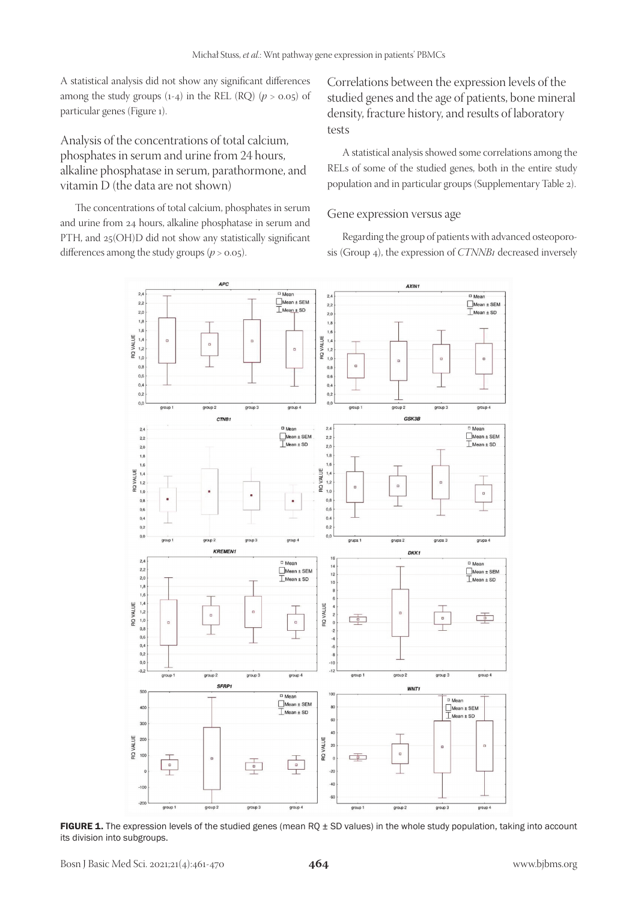A statistical analysis did not show any significant differences among the study groups (1-4) in the REL (RQ) ($p > 0.05$) of particular genes (Figure 1).

## Analysis of the concentrations of total calcium, phosphates in serum and urine from 24 hours, alkaline phosphatase in serum, parathormone, and vitamin D (the data are not shown)

The concentrations of total calcium, phosphates in serum and urine from 24 hours, alkaline phosphatase in serum and PTH, and 25(OH)D did not show any statistically significant differences among the study groups ($p > 0.05$).

## Correlations between the expression levels of the studied genes and the age of patients, bone mineral density, fracture history, and results of laboratory tests

A statistical analysis showed some correlations among the RELs of some of the studied genes, both in the entire study population and in particular groups (Supplementary Table 2).

### Gene expression versus age

Regarding the group of patients with advanced osteoporosis (Group 4), the expression of *CTNNB1* decreased inversely

**FIGURE 1.** The expression levels of the studied genes (mean RQ ± SD values) in the whole study population, taking into account its division into subgroups.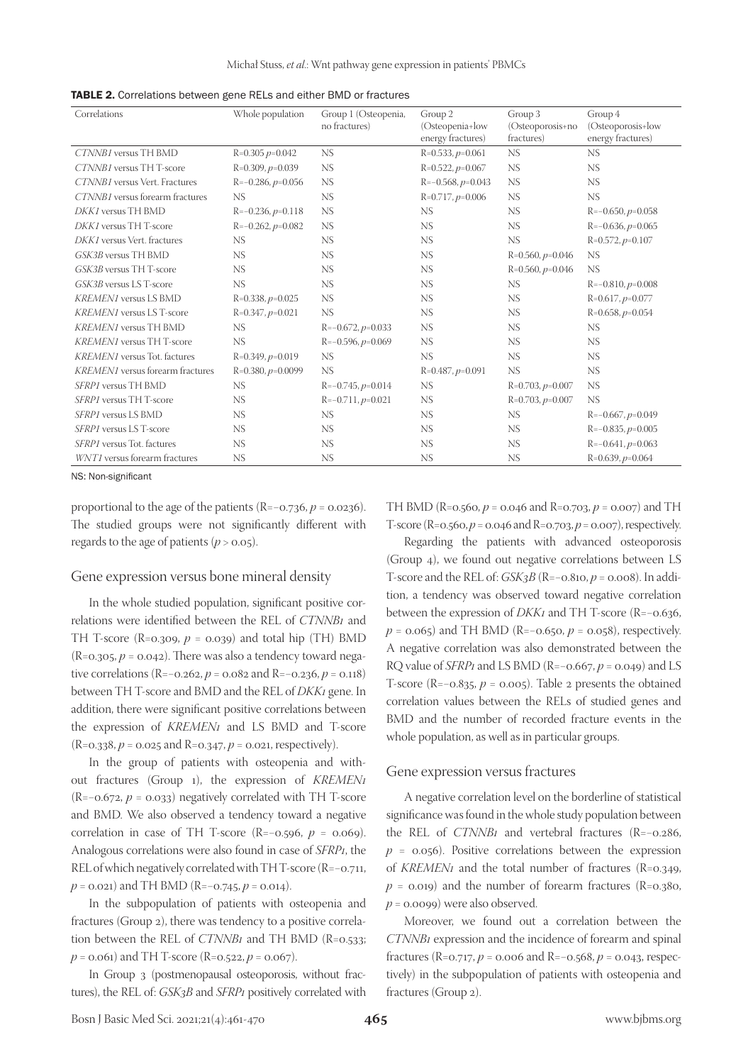**TABLE 2.** Correlations between gene RELs and either BMD or fractures

| Correlations | Whole population | Group 1 (Osteopenia, no fractures) | Group 2 (Osteopenia+low energy fractures) | Group 3 (Osteoporosis+no fractures) | Group 4 (Osteoporosis+low energy fractures) |
|---|---|---|---|---|---|
| *CTNNB1* versus TH BMD | R=0.305 $p$=0.042 | NS | R=0.533, $p$=0.061 | NS | NS |
| *CTNNB1* versus TH T-score | R=0.309, $p$=0.039 | NS | R=0.522, $p$=0.067 | NS | NS |
| *CTNNB1* versus Vert. Fractures | R=−0.286, $p$=0.056 | NS | R=−0.568, $p$=0.043 | NS | NS |
| *CTNNB1* versus forearm fractures | NS | NS | R=0.717, $p$=0.006 | NS | NS |
| *DKK1* versus TH BMD | R=−0.236, $p$=0.118 | NS | NS | NS | R=−0.650, $p$=0.058 |
| *DKK1* versus TH T-score | R=−0.262, $p$=0.082 | NS | NS | NS | R=−0.636, $p$=0.065 |
| *DKK1* versus Vert. fractures | NS | NS | NS | NS | R=0.572, $p$=0.107 |
| *GSK3B* versus TH BMD | NS | NS | NS | R=0.560, $p$=0.046 | NS |
| *GSK3B* versus TH T-score | NS | NS | NS | R=0.560, $p$=0.046 | NS |
| *GSK3B* versus LS T-score | NS | NS | NS | NS | R=−0.810, $p$=0.008 |
| *KREMEN1* versus LS BMD | R=0.338, $p$=0.025 | NS | NS | NS | R=0.617, $p$=0.077 |
| *KREMEN1* versus LS T-score | R=0.347, $p$=0.021 | NS | NS | NS | R=0.658, $p$=0.054 |
| *KREMEN1* versus TH BMD | NS | R=−0.672, $p$=0.033 | NS | NS | NS |
| *KREMEN1* versus TH T-score | NS | R=−0.596, $p$=0.069 | NS | NS | NS |
| *KREMEN1* versus Tot. factures | R=0.349, $p$=0.019 | NS | NS | NS | NS |
| *KREMEN1* versus forearm fractures | R=0.380, $p$=0.0099 | NS | R=0.487, $p$=0.091 | NS | NS |
| *SFRP1* versus TH BMD | NS | R=−0.745, $p$=0.014 | NS | R=0.703, $p$=0.007 | NS |
| *SFRP1* versus TH T-score | NS | R=−0.711, $p$=0.021 | NS | R=0.703, $p$=0.007 | NS |
| *SFRP1* versus LS BMD | NS | NS | NS | NS | R=−0.667, $p$=0.049 |
| *SFRP1* versus LS T-score | NS | NS | NS | NS | R=−0.835, $p$=0.005 |
| *SFRP1* versus Tot. factures | NS | NS | NS | NS | R=−0.641, $p$=0.063 |
| *WNT1* versus forearm fractures | NS | NS | NS | NS | R=0.639, $p$=0.064 |

NS: Non-significant

proportional to the age of the patients (R=−0.736, $p$ = 0.0236). The studied groups were not significantly different with regards to the age of patients ($p$ > 0.05).

## Gene expression versus bone mineral density

In the whole studied population, significant positive correlations were identified between the REL of *CTNNB1* and TH T-score (R=0.309, $p$ = 0.039) and total hip (TH) BMD (R=0.305, $p$ = 0.042). There was also a tendency toward negative correlations (R=−0.262, $p$ = 0.082 and R=−0.236, $p$ = 0.118) between TH T-score and BMD and the REL of *DKK1* gene. In addition, there were significant positive correlations between the expression of *KREMEN1* and LS BMD and T-score (R=0.338, $p$ = 0.025 and R=0.347, $p$ = 0.021, respectively).

In the group of patients with osteopenia and without fractures (Group 1), the expression of *KREMEN1* (R=−0.672, $p$ = 0.033) negatively correlated with TH T-score and BMD. We also observed a tendency toward a negative correlation in case of TH T-score (R=−0.596, $p$ = 0.069). Analogous correlations were also found in case of *SFRP1*, the REL of which negatively correlated with TH T-score (R=−0.711, $p$ = 0.021) and TH BMD (R=−0.745, $p$ = 0.014).

In the subpopulation of patients with osteopenia and fractures (Group 2), there was tendency to a positive correlation between the REL of *CTNNB1* and TH BMD (R=0.533; $p$ = 0.061) and TH T-score (R=0.522, $p$ = 0.067).

In Group 3 (postmenopausal osteoporosis, without fractures), the REL of: *GSK3B* and *SFRP1* positively correlated with TH BMD (R=0.560, $p$ = 0.046 and R=0.703, $p$ = 0.007) and TH T-score (R=0.560, $p$ = 0.046 and R=0.703, $p$ = 0.007), respectively.

Regarding the patients with advanced osteoporosis (Group 4), we found out negative correlations between LS T-score and the REL of: *GSK3B* (R=−0.810, $p$ = 0.008). In addition, a tendency was observed toward negative correlation between the expression of *DKK1* and TH T-score (R=−0.636, $p$ = 0.065) and TH BMD (R=−0.650, $p$ = 0.058), respectively. A negative correlation was also demonstrated between the RQ value of *SFRP1* and LS BMD (R=−0.667, $p$ = 0.049) and LS T-score (R=−0.835, $p$ = 0.005). Table 2 presents the obtained correlation values between the RELs of studied genes and BMD and the number of recorded fracture events in the whole population, as well as in particular groups.

## Gene expression versus fractures

A negative correlation level on the borderline of statistical significance was found in the whole study population between the REL of *CTNNB1* and vertebral fractures (R=−0.286, $p$ = 0.056). Positive correlations between the expression of *KREMEN1* and the total number of fractures (R=0.349, $p$ = 0.019) and the number of forearm fractures (R=0.380, $p$ = 0.0099) were also observed.

Moreover, we found out a correlation between the *CTNNB1* expression and the incidence of forearm and spinal fractures (R=0.717, $p$ = 0.006 and R=−0.568, $p$ = 0.043, respectively) in the subpopulation of patients with osteopenia and fractures (Group 2).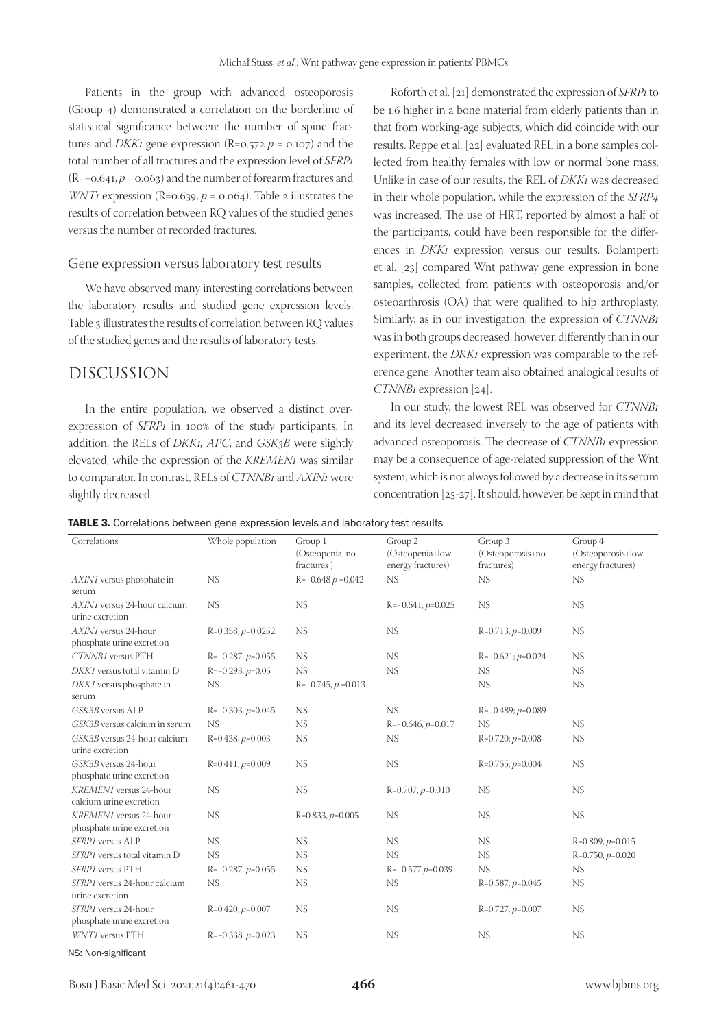Patients in the group with advanced osteoporosis (Group 4) demonstrated a correlation on the borderline of statistical significance between: the number of spine fractures and *DKK1* gene expression ($R=0.572$ $p = 0.107$) and the total number of all fractures and the expression level of *SFRP1* ($R=-0.641$, $p = 0.063$) and the number of forearm fractures and *WNT1* expression ($R=0.639$, $p = 0.064$). Table 2 illustrates the results of correlation between RQ values of the studied genes versus the number of recorded fractures.

### Gene expression versus laboratory test results

We have observed many interesting correlations between the laboratory results and studied gene expression levels. Table 3 illustrates the results of correlation between RQ values of the studied genes and the results of laboratory tests.

## DISCUSSION

In the entire population, we observed a distinct overexpression of *SFRP1* in 100% of the study participants. In addition, the RELs of *DKK1, APC,* and *GSK3B* were slightly elevated, while the expression of the *KREMEN1* was similar to comparator. In contrast, RELs of *CTNNB1* and *AXIN1* were slightly decreased.

Roforth et al. [21] demonstrated the expression of *SFRP1* to be 1.6 higher in a bone material from elderly patients than in that from working-age subjects, which did coincide with our results. Reppe et al. [22] evaluated REL in a bone samples collected from healthy females with low or normal bone mass. Unlike in case of our results, the REL of *DKK1* was decreased in their whole population, while the expression of the *SFRP4* was increased. The use of HRT, reported by almost a half of the participants, could have been responsible for the differences in *DKK1* expression versus our results. Bolamperti et al. [23] compared Wnt pathway gene expression in bone samples, collected from patients with osteoporosis and/or osteoarthrosis (OA) that were qualified to hip arthroplasty. Similarly, as in our investigation, the expression of *CTNNB1* was in both groups decreased, however, differently than in our experiment, the *DKK1* expression was comparable to the reference gene. Another team also obtained analogical results of *CTNNB1* expression [24].

In our study, the lowest REL was observed for *CTNNB1* and its level decreased inversely to the age of patients with advanced osteoporosis. The decrease of *CTNNB1* expression may be a consequence of age-related suppression of the Wnt system, which is not always followed by a decrease in its serum concentration [25-27]. It should, however, be kept in mind that

**TABLE 3.** Correlations between gene expression levels and laboratory test results

| Correlations | Whole population | Group 1 (Osteopenia, no fractures ) | Group 2 (Osteopenia+low energy fractures) | Group 3 (Osteoporosis+no fractures) | Group 4 (Osteoporosis+low energy fractures) |
|---|---|---|---|---|---|
| *AXIN1* versus phosphate in serum | NS | $R=-0.648$ $p=0.042$ | NS | NS | NS |
| *AXIN1* versus 24-hour calcium urine excretion | NS | NS | $R=-0.641$, $p=0.025$ | NS | NS |
| *AXIN1* versus 24-hour phosphate urine excretion | $R=0.358$, $p=0.0252$ | NS | NS | $R=0.713$, $p=0.009$ | NS |
| *CTNNB1* versus PTH | $R=-0.287$, $p=0.055$ | NS | NS | $R=-0.621$; $p=0.024$ | NS |
| *DKK1* versus total vitamin D | $R=-0.293$, $p=0.05$ | NS | NS | NS | NS |
| *DKK1* versus phosphate in serum | NS | $R=-0.745$, $p=0.013$ | | NS | NS |
| *GSK3B* versus ALP | $R=-0.303$, $p=0.045$ | NS | NS | $R=-0.489$; $p=0.089$ | |
| *GSK3B* versus calcium in serum | NS | NS | $R=-0.646$, $p=0.017$ | NS | NS |
| *GSK3B* versus 24-hour calcium urine excretion | $R=0.438$, $p=0.003$ | NS | NS | $R=0.720$; $p=0.008$ | NS |
| *GSK3B* versus 24-hour phosphate urine excretion | $R=0.411$, $p=0.009$ | NS | NS | $R=0.755$; $p=0.004$ | NS |
| *KREMEN1* versus 24-hour calcium urine excretion | NS | NS | $R=0.707$, $p=0.010$ | NS | NS |
| *KREMEN1* versus 24-hour phosphate urine excretion | NS | $R=0.833$, $p=0.005$ | NS | NS | NS |
| *SFRP1* versus ALP | NS | NS | NS | NS | $R=0.809$, $p=0.015$ |
| *SFRP1* versus total vitamin D | NS | NS | NS | NS | $R=0.750$, $p=0.020$ |
| *SFRP1* versus PTH | $R=-0.287$, $p=0.055$ | NS | $R=-0.577$ $p=0.039$ | NS | NS |
| *SFRP1* versus 24-hour calcium urine excretion | NS | NS | NS | $R=0.587$; $p=0.045$ | NS |
| *SFRP1* versus 24-hour phosphate urine excretion | $R=0.420$, $p=0.007$ | NS | NS | $R=0.727$, $p=0.007$ | NS |
| *WNT1* versus PTH | $R=-0.338$, $p=0.023$ | NS | NS | NS | NS |

NS: Non-significant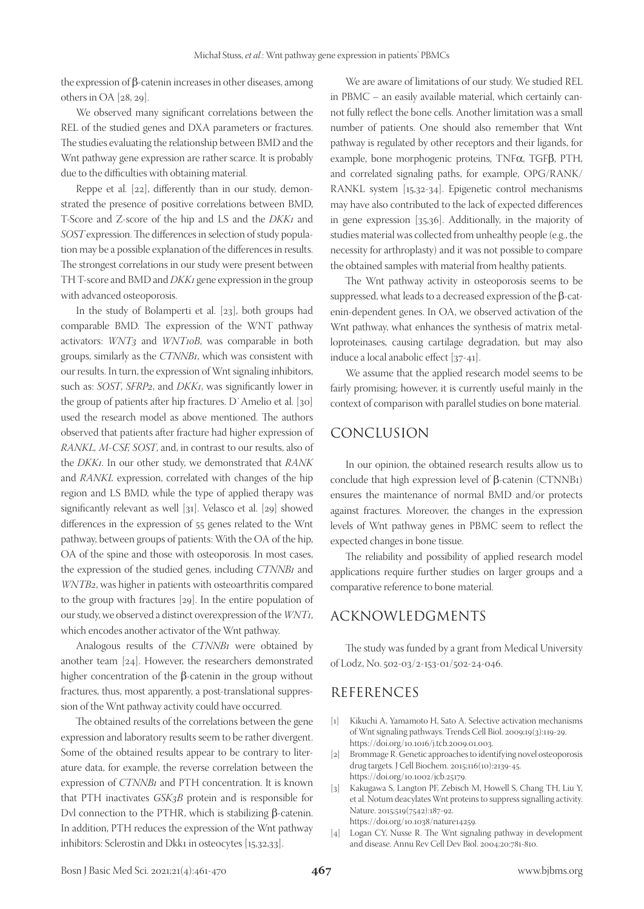the expression of β-catenin increases in other diseases, among others in OA [28, 29].

We observed many significant correlations between the REL of the studied genes and DXA parameters or fractures. The studies evaluating the relationship between BMD and the Wnt pathway gene expression are rather scarce. It is probably due to the difficulties with obtaining material.

Reppe et al. [22], differently than in our study, demonstrated the presence of positive correlations between BMD, T-Score and Z-score of the hip and LS and the *DKK1* and *SOST* expression. The differences in selection of study population may be a possible explanation of the differences in results. The strongest correlations in our study were present between TH T-score and BMD and *DKK1* gene expression in the group with advanced osteoporosis.

In the study of Bolamperti et al. [23], both groups had comparable BMD. The expression of the WNT pathway activators: *WNT3* and *WNT10B*, was comparable in both groups, similarly as the *CTNNB1*, which was consistent with our results. In turn, the expression of Wnt signaling inhibitors, such as: *SOST*, *SFRP2*, and *DKK1*, was significantly lower in the group of patients after hip fractures. D`Amelio et al. [30] used the research model as above mentioned. The authors observed that patients after fracture had higher expression of *RANKL, M-CSF, SOST*, and, in contrast to our results, also of the *DKK1*. In our other study, we demonstrated that *RANK* and *RANKL* expression, correlated with changes of the hip region and LS BMD, while the type of applied therapy was significantly relevant as well [31]. Velasco et al. [29] showed differences in the expression of 55 genes related to the Wnt pathway, between groups of patients: With the OA of the hip, OA of the spine and those with osteoporosis. In most cases, the expression of the studied genes, including *CTNNB1* and *WNTB2*, was higher in patients with osteoarthritis compared to the group with fractures [29]. In the entire population of our study, we observed a distinct overexpression of the *WNT1*, which encodes another activator of the Wnt pathway.

Analogous results of the *CTNNB1* were obtained by another team [24]. However, the researchers demonstrated higher concentration of the β-catenin in the group without fractures, thus, most apparently, a post-translational suppression of the Wnt pathway activity could have occurred.

The obtained results of the correlations between the gene expression and laboratory results seem to be rather divergent. Some of the obtained results appear to be contrary to literature data, for example, the reverse correlation between the expression of *CTNNB1* and PTH concentration. It is known that PTH inactivates *GSK3B* protein and is responsible for Dvl connection to the PTHR, which is stabilizing β-catenin. In addition, PTH reduces the expression of the Wnt pathway inhibitors: Sclerostin and Dkk1 in osteocytes [15,32,33].

We are aware of limitations of our study. We studied REL in PBMC – an easily available material, which certainly cannot fully reflect the bone cells. Another limitation was a small number of patients. One should also remember that Wnt pathway is regulated by other receptors and their ligands, for example, bone morphogenic proteins, TNFα, TGFβ, PTH, and correlated signaling paths, for example, OPG/RANK/RANKL system [15,32-34]. Epigenetic control mechanisms may have also contributed to the lack of expected differences in gene expression [35,36]. Additionally, in the majority of studies material was collected from unhealthy people (e.g., the necessity for arthroplasty) and it was not possible to compare the obtained samples with material from healthy patients.

The Wnt pathway activity in osteoporosis seems to be suppressed, what leads to a decreased expression of the β-catenin-dependent genes. In OA, we observed activation of the Wnt pathway, what enhances the synthesis of matrix metalloproteinases, causing cartilage degradation, but may also induce a local anabolic effect [37-41].

We assume that the applied research model seems to be fairly promising; however, it is currently useful mainly in the context of comparison with parallel studies on bone material.

## CONCLUSION

In our opinion, the obtained research results allow us to conclude that high expression level of β-catenin (CTNNB1) ensures the maintenance of normal BMD and/or protects against fractures. Moreover, the changes in the expression levels of Wnt pathway genes in PBMC seem to reflect the expected changes in bone tissue.

The reliability and possibility of applied research model applications require further studies on larger groups and a comparative reference to bone material.

## ACKNOWLEDGMENTS

The study was funded by a grant from Medical University of Lodz, No. 502-03/2-153-01/502-24-046.

## REFERENCES

[1] Kikuchi A, Yamamoto H, Sato A. Selective activation mechanisms of Wnt signaling pathways. Trends Cell Biol. 2009;19(3):119-29. https://doi.org/10.1016/j.tcb.2009.01.003.

[2] Brommage R. Genetic approaches to identifying novel osteoporosis drug targets. J Cell Biochem. 2015;116(10):2139-45. https://doi.org/10.1002/jcb.25179.

[3] Kakugawa S, Langton PF, Zebisch M, Howell S, Chang TH, Liu Y, et al. Notum deacylates Wnt proteins to suppress signalling activity. Nature. 2015;519(7542):187-92. https://doi.org/10.1038/nature14259.

[4] Logan CY, Nusse R. The Wnt signaling pathway in development and disease. Annu Rev Cell Dev Biol. 2004;20:781-810.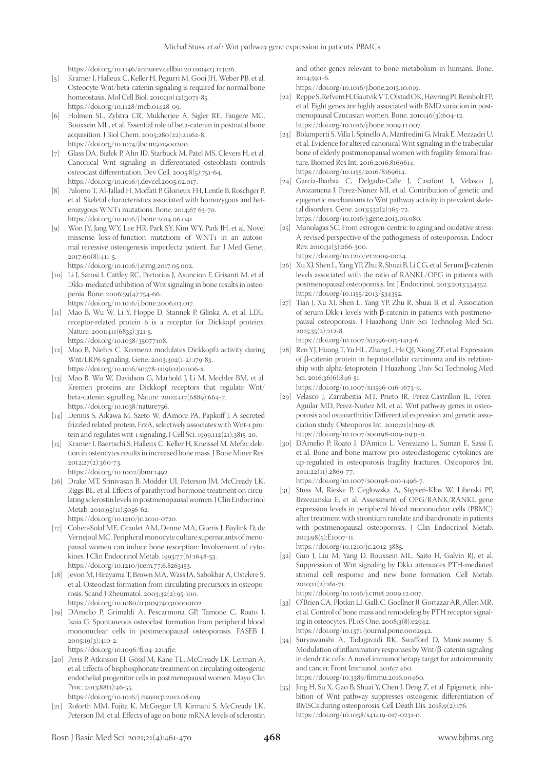https://doi.org/10.1146/annurev.cellbio.20.010403.113126.

[5] Kramer I, Halleux C, Keller H, Pegurri M, Gooi JH, Weber PB, et al. Osteocyte Wnt/beta-catenin signaling is required for normal bone homeostasis. Mol Cell Biol. 2010;30(12):3071-85. https://doi.org/10.1128/mcb.01428-09.

[6] Holmen SL, Zylstra CR, Mukherjee A, Sigler RE, Faugere MC, Bouxsein ML, et al. Essential role of beta-catenin in postnatal bone acquisition. J Biol Chem. 2005;280(22):21162-8. https://doi.org/10.1074/jbc.m501900200.

[7] Glass DA, Bialek P, Ahn JD, Starbuck M, Patel MS, Clevers H, et al. Canonical Wnt signaling in differentiated osteoblasts controls osteoclast differentiation. Dev Cell. 2005;8(5):751-64. https://doi.org/10.1016/j.devcel.2005.02.017.

[8] Palomo T, Al-Jallad H, Moffatt P, Glorieux FH, Lentle B, Roschger P, et al. Skeletal characteristics associated with homozygous and heterozygous WNT1 mutations. Bone. 2014;67 63-70. https://doi.org/10.1016/j.bone.2014.06.041.

[9] Won JY, Jang WY, Lee HR, Park SY, Kim WY, Park JH, et al. Novel missense loss-of-function mutations of WNT1 in an autosomal recessive osteogenesis imperfecta patient. Eur J Med Genet. 2017;60(8):411-5. https://doi.org/10.1016/j.ejmg.2017.05.002.

[10] Li J, Sarosi I, Cattley RC, Pretorius J, Asuncion F, Grisanti M, et al. Dkk1-mediated inhibition of Wnt signaling in bone results in osteopenia. Bone. 2006;39(4):754-66. https://doi.org/10.1016/j.bone.2006.03.017.

[11] Mao B, Wu W, Li Y, Hoppe D, Stannek P, Glinka A, et al. LDL-receptor-related protein 6 is a receptor for Dickkopf proteins. Nature. 2001;411(6835):321-5. https://doi.org/10.1038/35077108.

[12] Mao B, Niehrs C. Kremen2 modulates Dickkopf2 activity during Wnt/LRP6 signaling. Gene. 2003;302(1-2):179-83. https://doi.org/10.1016/s0378-1119(02)01106-x.

[13] Mao B, Wu W, Davidson G, Marhold J, Li M, Mechler BM, et al. Kremen proteins are Dickkopf receptors that regulate Wnt/beta-catenin signalling. Nature. 2002;417(6889):664-7. https://doi.org/10.1038/nature756.

[14] Dennis S, Aikawa M, Szeto W, d'Amore PA, Papkoff J. A secreted frizzled related protein, FrzA, selectively associates with Wnt-1 protein and regulates wnt-1 signaling. J Cell Sci. 1999;112(21):3815-20.

[15] Kramer I, Baertschi S, Halleux C, Keller H, Kneissel M. Mef2c deletion in osteocytes results in increased bone mass. J Bone Miner Res. 2012;27(2):360-73. https://doi.org/10.1002/jbmr.1492.

[16] Drake MT, Srinivasan B, Mödder UI, Peterson JM, McCready LK, Riggs BL, et al. Effects of parathyroid hormone treatment on circulating sclerostin levels in postmenopausal women. J Clin Endocrinol Metab. 2010;95(11):5056-62. https://doi.org/10.1210/jc.2010-0720.

[17] Cohen-Solal ME, Graulet AM, Denne MA, Gueris J, Baylink D, de Vernejoul MC. Peripheral monocyte culture supernatants of menopausal women can induce bone resorption: Involvement of cytokines. J Clin Endocrinol Metab. 1993;77(6):1648-53. https://doi.org/10.1210/jcem.77.6.8263153.

[18] Jevon M, Hirayama T, Brown MA, Wass JA, Sabokbar A, Ostelere S, et al. Osteoclast formation from circulating precursors in osteoporosis. Scand J Rheumatol. 2003;32(2):95-100. https://doi.org/10.1080/03009740310000102.

[19] D'Amelio P, Grimaldi A, Pescarmona GP, Tamone C, Roato I, Isaia G. Spontaneous osteoclast formation from peripheral blood mononuclear cells in postmenopausal osteoporosis. FASEB J. 2005;19(3):410-2. https://doi.org/10.1096/fj.04-2214fje.

[20] Peris P, Atkinson EJ, Gössl M, Kane TL, McCready LK, Lerman A, et al. Effects of bisphosphonate treatment on circulating osteogenic endothelial progenitor cells in postmenopausal women. Mayo Clin Proc. 2013;88(1):46-55. https://doi.org/10.1016/j.mayocp.2012.08.019.

[21] Roforth MM, Fujita K, McGregor UI, Kirmani S, McCready LK, Peterson JM, et al. Effects of age on bone mRNA levels of sclerostin and other genes relevant to bone metabolism in humans. Bone. 2014;59:1-6. https://doi.org/10.1016/j.bone.2013.10.019.

[22] Reppe S, Refvem H, Gautvik VT, Olstad OK, Høvring PI, Reinholt FP, et al. Eight genes are highly associated with BMD variation in postmenopausal Caucasian women. Bone. 2010;46(3):604-12. https://doi.org/10.1016/j.bone.2009.11.007.

[23] Bolamperti S, Villa I, Spinello A, Manfredini G, Mrak E, Mezzadri U, et al. Evidence for altered canonical Wnt signaling in the trabecular bone of elderly postmenopausal women with fragility femoral fracture. Biomed Res Int. 2016;2016:8169614. https://doi.org/10.1155/2016/8169614.

[24] Garcia-Ibarbia C, Delgado-Calle J, Casafont I, Velasco J, Arozamena J, Perez-Nunez MI, et al. Contribution of genetic and epigenetic mechanisms to Wnt pathway activity in prevalent skeletal disorders. Gene. 2013;532(2):165-72. https://doi.org/10.1016/j.gene.2013.09.080.

[25] Manolagas SC. From estrogen-centric to aging and oxidative stress: A revised perspective of the pathogenesis of osteoporosis. Endocr Rev. 2010;31(3):266-300. https://doi.org/10.1210/er.2009-0024.

[26] Xu XJ, Shen L, Yang YP, Zhu R, Shuai B, Li CG, et al. Serum β-catenin levels associated with the ratio of RANKL/OPG in patients with postmenopausal osteoporosis. Int J Endocrinol. 2013;2013:534352. https://doi.org/10.1155/2013/534352.

[27] Tian J, Xu XJ, Shen L, Yang YP, Zhu R, Shuai B, et al. Association of serum Dkk-1 levels with β-catenin in patients with postmenopausal osteoporosis. J Huazhong Univ Sci Technolog Med Sci. 2015;35(2):212-8. https://doi.org/10.1007/s11596-015-1413-6.

[28] Ren YJ, Huang T, Yu HL, Zhang L, He QJ, Xiong ZF, et al. Expression of β-catenin protein in hepatocellular carcinoma and its relationship with alpha-fetoprotein. J Huazhong Univ Sci Technolog Med Sci. 2016;36(6):846-51. https://doi.org/10.1007/s11596-016-1673-9.

[29] Velasco J, Zarrabeitia MT, Prieto JR, Perez-Castrillon JL, Perez-Aguilar MD, Perez-Nuñez MI, et al. Wnt pathway genes in osteoporosis and osteoarthritis: Differential expression and genetic association study. Osteoporos Int. 2010;21(1):109-18. https://doi.org/10.1007/s00198-009-0931-0.

[30] D'Amelio P, Roato I, D'Amico L, Veneziano L, Suman E, Sassi F, et al. Bone and bone marrow pro-osteoclastogenic cytokines are up-regulated in osteoporosis fragility fractures. Osteoporos Int. 2011;22(11):2869-77. https://doi.org/10.1007/s00198-010-1496-7.

[31] Stuss M, Rieske P, Cegłowska A, Stępień-Kłos W, Liberski PP, Brzezianska E, et al. Assessment of OPG/RANK/RANKL gene expression levels in peripheral blood mononuclear cells (PBMC) after treatment with strontium ranelate and ibandronate in patients with postmenopausal osteoporosis. J Clin Endocrinol Metab. 2013;98(5):E1007-11. https://doi.org/10.1210/jc.2012-3885.

[32] Guo J, Liu M, Yang D, Bouxsein ML, Saito H, Galvin RJ, et al. Suppression of Wnt signaling by Dkk1 attenuates PTH-mediated stromal cell response and new bone formation. Cell Metab. 2010;11(2):161-71. https://doi.org/10.1016/j.cmet.2009.12.007.

[33] O'Brien CA, Plotkin LI, Galli C, Goellner JJ, Gortazar AR, Allen MR, et al. Control of bone mass and remodeling by PTH receptor signaling in osteocytes. PLoS One. 2008;3(8):e2942. https://doi.org/10.1371/journal.pone.0002942.

[34] Suryawanshi A, Tadagavadi RK, Swafford D, Manicassamy S. Modulation of inflammatory responses by Wnt/β-catenin signaling in dendritic cells: A novel immunotherapy target for autoimmunity and cancer. Front Immunol. 2016;7:460. https://doi.org/10.3389/fimmu.2016.00460.

[35] Jing H, Su X, Gao B, Shuai Y, Chen J, Deng Z, et al. Epigenetic inhibition of Wnt pathway suppresses osteogenic differentiation of BMSCs during osteoporosis. Cell Death Dis. 2018;9(2):176. https://doi.org/10.1038/s41419-017-0231-0.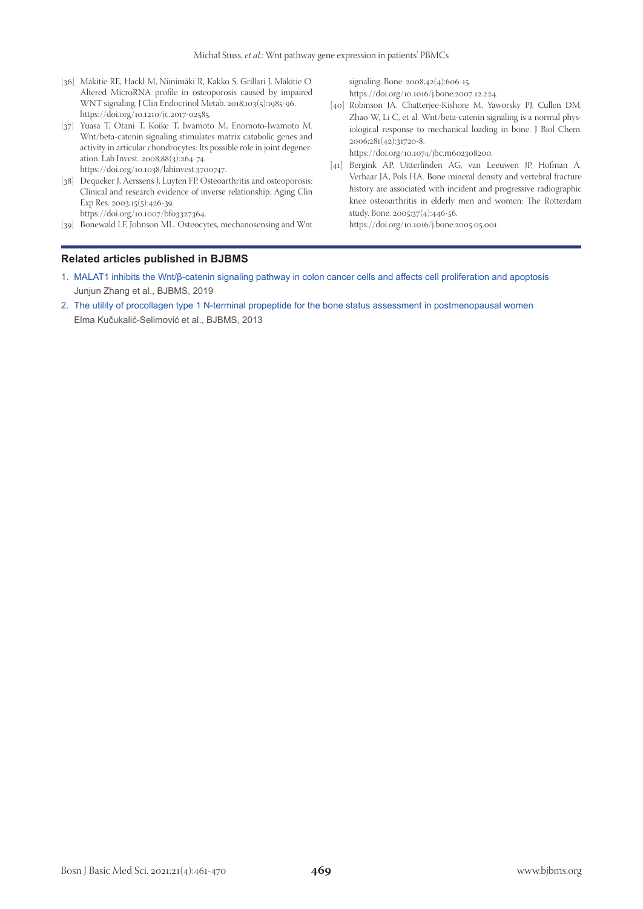[36] Mäkitie RE, Hackl M, Niinimäki R, Kakko S, Grillari J, Mäkitie O. Altered MicroRNA profile in osteoporosis caused by impaired WNT signaling. J Clin Endocrinol Metab. 2018;103(5):1985-96. https://doi.org/10.1210/jc.2017-02585.

[37] Yuasa T, Otani T, Koike T, Iwamoto M, Enomoto-Iwamoto M. Wnt/beta-catenin signaling stimulates matrix catabolic genes and activity in articular chondrocytes: Its possible role in joint degeneration. Lab Invest. 2008;88(3):264-74. https://doi.org/10.1038/labinvest.3700747.

[38] Dequeker J, Aerssens J, Luyten FP. Osteoarthritis and osteoporosis: Clinical and research evidence of inverse relationship. Aging Clin Exp Res. 2003;15(5):426-39. https://doi.org/10.1007/bf03327364.

[39] Bonewald LF, Johnson ML. Osteocytes, mechanosensing and Wnt signaling. Bone. 2008;42(4):606-15. https://doi.org/10.1016/j.bone.2007.12.224.

[40] Robinson JA, Chatterjee-Kishore M, Yaworsky PJ, Cullen DM, Zhao W, Li C, et al. Wnt/beta-catenin signaling is a normal physiological response to mechanical loading in bone. J Biol Chem. 2006;281(42):31720-8. https://doi.org/10.1074/jbc.m602308200.

[41] Bergink AP, Uitterlinden AG, van Leeuwen JP, Hofman A, Verhaar JA, Pols HA. Bone mineral density and vertebral fracture history are associated with incident and progressive radiographic knee osteoarthritis in elderly men and women: The Rotterdam study. Bone. 2005;37(4):446-56. https://doi.org/10.1016/j.bone.2005.05.001.

## Related articles published in BJBMS

1. MALAT1 inhibits the Wnt/β-catenin signaling pathway in colon cancer cells and affects cell proliferation and apoptosis
   Junjun Zhang et al., BJBMS, 2019
2. The utility of procollagen type 1 N-terminal propeptide for the bone status assessment in postmenopausal women
   Elma Kučukalić-Selimović et al., BJBMS, 2013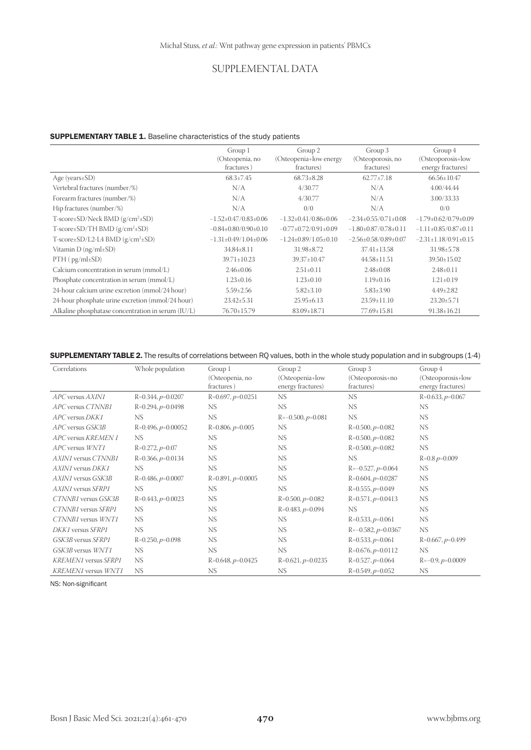# SUPPLEMENTAL DATA

**SUPPLEMENTARY TABLE 1.** Baseline characteristics of the study patients

| | Group 1 (Osteopenia, no fractures ) | Group 2 (Osteopenia+low energy fractures) | Group 3 (Osteoporosis, no fractures) | Group 4 (Osteoporosis+low energy fractures) |
|---|---|---|---|---|
| Age (years±SD) | 68.3±7.45 | 68.73±8.28 | 62.77±7.18 | 66.56±10.47 |
| Vertebral fractures (number/%) | N/A | 4/30.77 | N/A | 4.00/44.44 |
| Forearm fractures (number/%) | N/A | 4/30.77 | N/A | 3.00/33.33 |
| Hip fractures (number/%) | N/A | 0/0 | N/A | 0/0 |
| T-score±SD/Neck BMD (g/cm$^2$±SD) | −1.52±0.47/0.83±0.06 | −1.32±0.41/0.86±0.06 | −2.34±0.55/0.71±0.08 | −1.79±0.62/0.79±0.09 |
| T-score±SD/TH BMD (g/cm$^2$±SD) | −0.84±0.80/0.90±0.10 | −0.77±0.72/0.91±0.09 | −1.80±0.87/0.78±0.11 | −1.11±0.85/0.87±0.11 |
| T-score±SD/L2-L4 BMD (g/cm$^2$±SD) | −1.31±0.49/1.04±0.06 | −1.24±0.89/1.05±0.10 | −2.56±0.58/0.89±0.07 | −2.31±1.18/0.91±0.15 |
| Vitamin D (ng/ml±SD) | 34.84±8.11 | 31.98±8.72 | 37.41±13.58 | 31.98±5.78 |
| PTH ( pg/ml±SD) | 39.71±10.23 | 39.37±10.47 | 44.58±11.51 | 39.50±15.02 |
| Calcium concentration in serum (mmol/L) | 2.46±0.06 | 2.51±0.11 | 2.48±0.08 | 2.48±0.11 |
| Phosphate concentration in serum (mmol/L) | 1.23±0.16 | 1.23±0.10 | 1.19±0.16 | 1.21±0.19 |
| 24-hour calcium urine excretion (mmol/24 hour) | 5.59±2.56 | 5.82±3.10 | 5.83±3.90 | 4.49±2.82 |
| 24-hour phosphate urine excretion (mmol/24 hour) | 23.42±5.31 | 25.95±6.13 | 23.59±11.10 | 23.20±5.71 |
| Alkaline phosphatase concentration in serum (IU/L) | 76.70±15.79 | 83.09±18.71 | 77.69±15.81 | 91.38±16.21 |

**SUPPLEMENTARY TABLE 2.** The results of correlations between RQ values, both in the whole study population and in subgroups (1-4)

| Correlations | Whole population | Group 1 (Osteopenia, no fractures ) | Group 2 (Osteopenia+low energy fractures) | Group 3 (Osteoporosis+no fractures) | Group 4 (Osteoporosis+low energy fractures) |
|---|---|---|---|---|---|
| *APC* versus *AXIN1* | R=0.344, *p*=0.0207 | R=0.697, *p*=0.0251 | NS | NS | R=0.633, *p*=0.067 |
| *APC* versus *CTNNB1* | R=0.294, *p*=0.0498 | NS | NS | NS | NS |
| *APC* versus *DKK1* | NS | NS | R=−0.500, *p*=0.081 | NS | NS |
| *APC* versus *GSK3B* | R=0.496, *p*=0.00052 | R=0.806, *p*=0.005 | NS | R=0.500, *p*=0.082 | NS |
| *APC* versus *KREMEN 1* | NS | NS | NS | R=0.500, *p*=0.082 | NS |
| *APC* versus *WNT1* | R=0.272, *p*=0.07 | NS | NS | R=0.500, *p*=0.082 | NS |
| *AXIN1* versus *CTNNB1* | R=0.366, *p*=0.0134 | NS | NS | NS | R=0.8 *p*=0.009 |
| *AXIN1* versus *DKK1* | NS | NS | NS | R=−0.527, *p*=0.064 | NS |
| *AXIN1* versus *GSK3B* | R=0.486, *p*=0.0007 | R=0.891, *p*=0.0005 | NS | R=0.604, *p*=0.0287 | NS |
| *AXIN1* versus *SFRP1* | NS | NS | NS | R=0.555, *p*=0.049 | NS |
| *CTNNB1* versus *GSK3B* | R=0.443, *p*=0.0023 | NS | R=0.500, *p*=0.082 | R=0.571, *p*=0.0413 | NS |
| *CTNNB1* versus *SFRP1* | NS | NS | R=0.483, *p*=0.094 | NS | NS |
| *CTNNB1* versus *WNT1* | NS | NS | NS | R=0.533, *p*=0.061 | NS |
| *DKK1* versus *SFRP1* | NS | NS | NS | R=−0.582, *p*=0.0367 | NS |
| *GSK3B* versus *SFRP1* | R=0.250, *p*=0.098 | NS | NS | R=0.533, *p*=0.061 | R=0.667, *p*=0.499 |
| *GSK3B* versus *WNT1* | NS | NS | NS | R=0.676, *p*=0.0112 | NS |
| *KREMEN1* versus *SFRP1* | NS | R=0.648, *p*=0.0425 | R=0.621, *p*=0.0235 | R=0.527, *p*=0.064 | R=−0.9, *p*=0.0009 |
| *KREMEN1* versus *WNT1* | NS | NS | NS | R=0.549, *p*=0.052 | NS |

NS: Non-significant